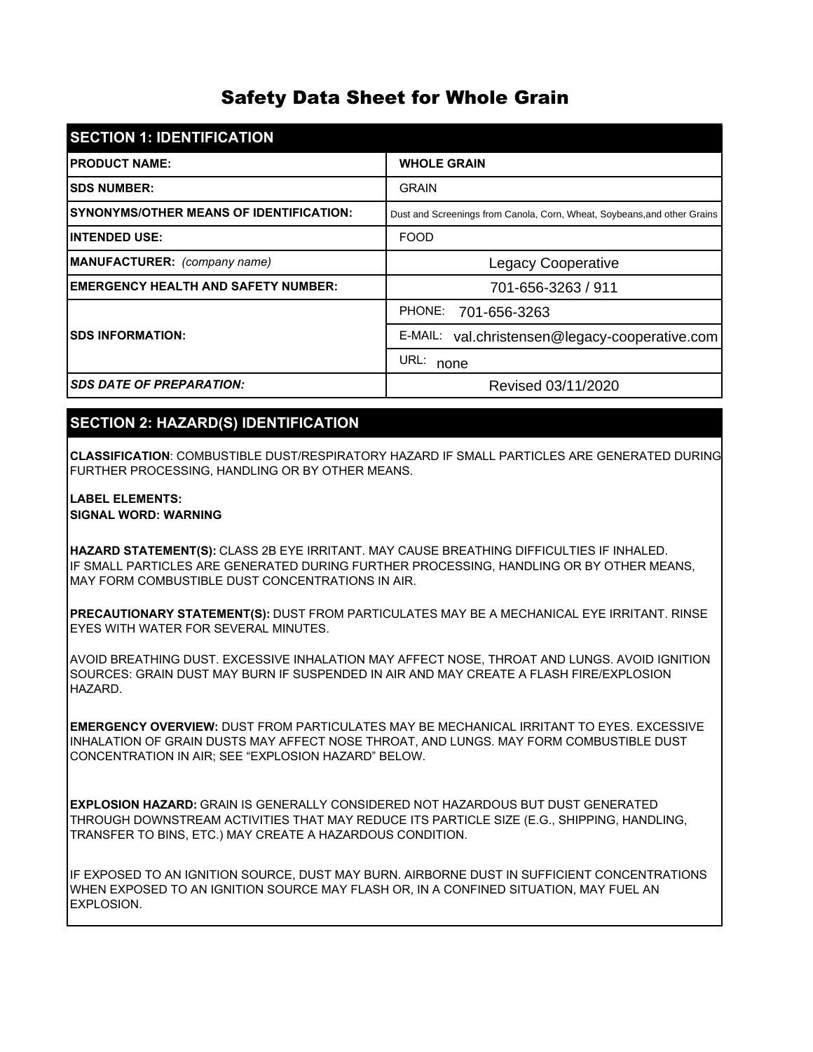# Safety Data Sheet for Whole Grain

## SECTION 1: IDENTIFICATION

| | |
|---|---|
| **PRODUCT NAME:** | **WHOLE GRAIN** |
| **SDS NUMBER:** | GRAIN |
| **SYNONYMS/OTHER MEANS OF IDENTIFICATION:** | Dust and Screenings from Canola, Corn, Wheat, Soybeans,and other Grains |
| **INTENDED USE:** | FOOD |
| **MANUFACTURER:** *(company name)* | Legacy Cooperative |
| **EMERGENCY HEALTH AND SAFETY NUMBER:** | 701-656-3263 / 911 |
| **SDS INFORMATION:** | PHONE: 701-656-3263 |
| | E-MAIL: val.christensen@legacy-cooperative.com |
| | URL: none |
| ***SDS DATE OF PREPARATION:*** | Revised 03/11/2020 |

## SECTION 2: HAZARD(S) IDENTIFICATION

**CLASSIFICATION**: COMBUSTIBLE DUST/RESPIRATORY HAZARD IF SMALL PARTICLES ARE GENERATED DURING FURTHER PROCESSING, HANDLING OR BY OTHER MEANS.

**LABEL ELEMENTS:**
**SIGNAL WORD: WARNING**

**HAZARD STATEMENT(S):** CLASS 2B EYE IRRITANT. MAY CAUSE BREATHING DIFFICULTIES IF INHALED. IF SMALL PARTICLES ARE GENERATED DURING FURTHER PROCESSING, HANDLING OR BY OTHER MEANS, MAY FORM COMBUSTIBLE DUST CONCENTRATIONS IN AIR.

**PRECAUTIONARY STATEMENT(S):** DUST FROM PARTICULATES MAY BE A MECHANICAL EYE IRRITANT. RINSE EYES WITH WATER FOR SEVERAL MINUTES.

AVOID BREATHING DUST. EXCESSIVE INHALATION MAY AFFECT NOSE, THROAT AND LUNGS. AVOID IGNITION SOURCES: GRAIN DUST MAY BURN IF SUSPENDED IN AIR AND MAY CREATE A FLASH FIRE/EXPLOSION HAZARD.

**EMERGENCY OVERVIEW:** DUST FROM PARTICULATES MAY BE MECHANICAL IRRITANT TO EYES. EXCESSIVE INHALATION OF GRAIN DUSTS MAY AFFECT NOSE THROAT, AND LUNGS. MAY FORM COMBUSTIBLE DUST CONCENTRATION IN AIR; SEE "EXPLOSION HAZARD" BELOW.

**EXPLOSION HAZARD:** GRAIN IS GENERALLY CONSIDERED NOT HAZARDOUS BUT DUST GENERATED THROUGH DOWNSTREAM ACTIVITIES THAT MAY REDUCE ITS PARTICLE SIZE (E.G., SHIPPING, HANDLING, TRANSFER TO BINS, ETC.) MAY CREATE A HAZARDOUS CONDITION.

IF EXPOSED TO AN IGNITION SOURCE, DUST MAY BURN. AIRBORNE DUST IN SUFFICIENT CONCENTRATIONS WHEN EXPOSED TO AN IGNITION SOURCE MAY FLASH OR, IN A CONFINED SITUATION, MAY FUEL AN EXPLOSION.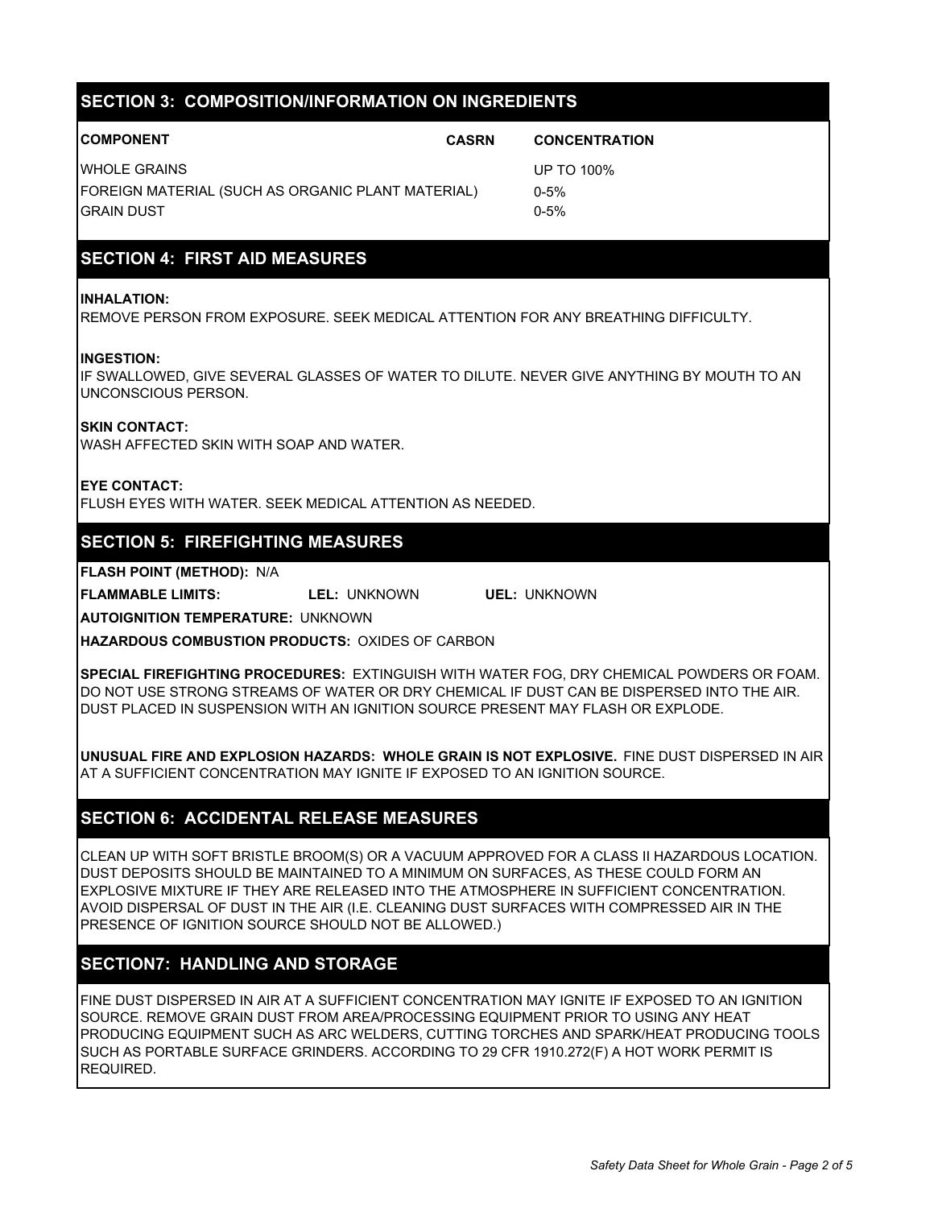## SECTION 3: COMPOSITION/INFORMATION ON INGREDIENTS

| COMPONENT | CASRN | CONCENTRATION |
|---|---|---|
| WHOLE GRAINS | | UP TO 100% |
| FOREIGN MATERIAL (SUCH AS ORGANIC PLANT MATERIAL) | | 0-5% |
| GRAIN DUST | | 0-5% |

## SECTION 4: FIRST AID MEASURES

**INHALATION:**
REMOVE PERSON FROM EXPOSURE. SEEK MEDICAL ATTENTION FOR ANY BREATHING DIFFICULTY.

**INGESTION:**
IF SWALLOWED, GIVE SEVERAL GLASSES OF WATER TO DILUTE. NEVER GIVE ANYTHING BY MOUTH TO AN UNCONSCIOUS PERSON.

**SKIN CONTACT:**
WASH AFFECTED SKIN WITH SOAP AND WATER.

**EYE CONTACT:**
FLUSH EYES WITH WATER. SEEK MEDICAL ATTENTION AS NEEDED.

## SECTION 5: FIREFIGHTING MEASURES

**FLASH POINT (METHOD):** N/A

**FLAMMABLE LIMITS:** **LEL:** UNKNOWN **UEL:** UNKNOWN

**AUTOIGNITION TEMPERATURE:** UNKNOWN

**HAZARDOUS COMBUSTION PRODUCTS:** OXIDES OF CARBON

**SPECIAL FIREFIGHTING PROCEDURES:** EXTINGUISH WITH WATER FOG, DRY CHEMICAL POWDERS OR FOAM. DO NOT USE STRONG STREAMS OF WATER OR DRY CHEMICAL IF DUST CAN BE DISPERSED INTO THE AIR. DUST PLACED IN SUSPENSION WITH AN IGNITION SOURCE PRESENT MAY FLASH OR EXPLODE.

**UNUSUAL FIRE AND EXPLOSION HAZARDS: WHOLE GRAIN IS NOT EXPLOSIVE.** FINE DUST DISPERSED IN AIR AT A SUFFICIENT CONCENTRATION MAY IGNITE IF EXPOSED TO AN IGNITION SOURCE.

## SECTION 6: ACCIDENTAL RELEASE MEASURES

CLEAN UP WITH SOFT BRISTLE BROOM(S) OR A VACUUM APPROVED FOR A CLASS II HAZARDOUS LOCATION. DUST DEPOSITS SHOULD BE MAINTAINED TO A MINIMUM ON SURFACES, AS THESE COULD FORM AN EXPLOSIVE MIXTURE IF THEY ARE RELEASED INTO THE ATMOSPHERE IN SUFFICIENT CONCENTRATION. AVOID DISPERSAL OF DUST IN THE AIR (I.E. CLEANING DUST SURFACES WITH COMPRESSED AIR IN THE PRESENCE OF IGNITION SOURCE SHOULD NOT BE ALLOWED.)

## SECTION7: HANDLING AND STORAGE

FINE DUST DISPERSED IN AIR AT A SUFFICIENT CONCENTRATION MAY IGNITE IF EXPOSED TO AN IGNITION SOURCE. REMOVE GRAIN DUST FROM AREA/PROCESSING EQUIPMENT PRIOR TO USING ANY HEAT PRODUCING EQUIPMENT SUCH AS ARC WELDERS, CUTTING TORCHES AND SPARK/HEAT PRODUCING TOOLS SUCH AS PORTABLE SURFACE GRINDERS. ACCORDING TO 29 CFR 1910.272(F) A HOT WORK PERMIT IS REQUIRED.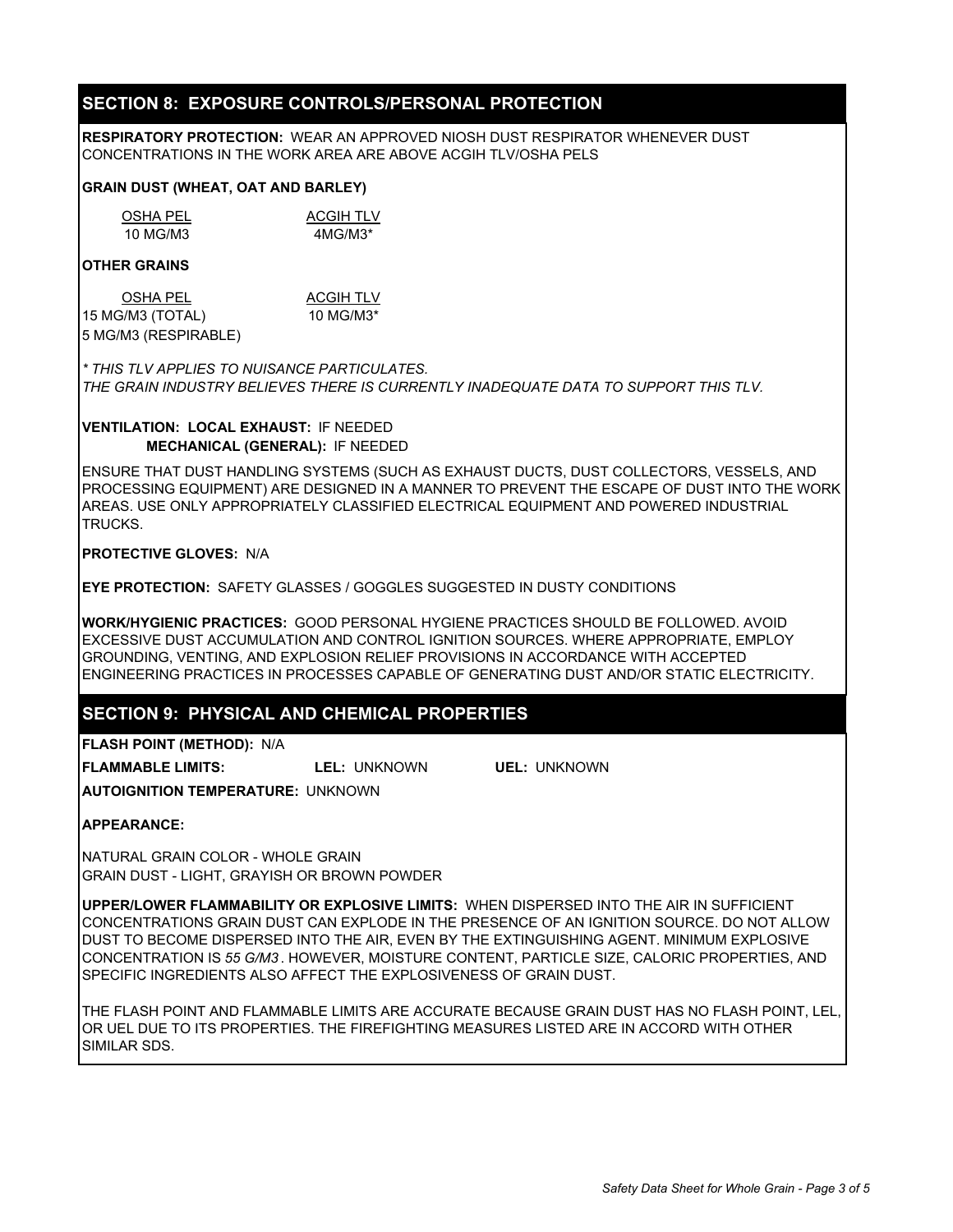## SECTION 8: EXPOSURE CONTROLS/PERSONAL PROTECTION

**RESPIRATORY PROTECTION:** WEAR AN APPROVED NIOSH DUST RESPIRATOR WHENEVER DUST CONCENTRATIONS IN THE WORK AREA ARE ABOVE ACGIH TLV/OSHA PELS

**GRAIN DUST (WHEAT, OAT AND BARLEY)**

| OSHA PEL | ACGIH TLV |
|---|---|
| 10 MG/M3 | 4MG/M3* |

**OTHER GRAINS**

| OSHA PEL | ACGIH TLV |
|---|---|
| 15 MG/M3 (TOTAL) | 10 MG/M3* |
| 5 MG/M3 (RESPIRABLE) | |

*\* THIS TLV APPLIES TO NUISANCE PARTICULATES.*
*THE GRAIN INDUSTRY BELIEVES THERE IS CURRENTLY INADEQUATE DATA TO SUPPORT THIS TLV.*

**VENTILATION: LOCAL EXHAUST:** IF NEEDED
**MECHANICAL (GENERAL):** IF NEEDED

ENSURE THAT DUST HANDLING SYSTEMS (SUCH AS EXHAUST DUCTS, DUST COLLECTORS, VESSELS, AND PROCESSING EQUIPMENT) ARE DESIGNED IN A MANNER TO PREVENT THE ESCAPE OF DUST INTO THE WORK AREAS. USE ONLY APPROPRIATELY CLASSIFIED ELECTRICAL EQUIPMENT AND POWERED INDUSTRIAL TRUCKS.

**PROTECTIVE GLOVES:** N/A

**EYE PROTECTION:** SAFETY GLASSES / GOGGLES SUGGESTED IN DUSTY CONDITIONS

**WORK/HYGIENIC PRACTICES:** GOOD PERSONAL HYGIENE PRACTICES SHOULD BE FOLLOWED. AVOID EXCESSIVE DUST ACCUMULATION AND CONTROL IGNITION SOURCES. WHERE APPROPRIATE, EMPLOY GROUNDING, VENTING, AND EXPLOSION RELIEF PROVISIONS IN ACCORDANCE WITH ACCEPTED ENGINEERING PRACTICES IN PROCESSES CAPABLE OF GENERATING DUST AND/OR STATIC ELECTRICITY.

## SECTION 9: PHYSICAL AND CHEMICAL PROPERTIES

**FLASH POINT (METHOD):** N/A

**FLAMMABLE LIMITS:** **LEL:** UNKNOWN **UEL:** UNKNOWN

**AUTOIGNITION TEMPERATURE:** UNKNOWN

**APPEARANCE:**

NATURAL GRAIN COLOR - WHOLE GRAIN
GRAIN DUST - LIGHT, GRAYISH OR BROWN POWDER

**UPPER/LOWER FLAMMABILITY OR EXPLOSIVE LIMITS:** WHEN DISPERSED INTO THE AIR IN SUFFICIENT CONCENTRATIONS GRAIN DUST CAN EXPLODE IN THE PRESENCE OF AN IGNITION SOURCE. DO NOT ALLOW DUST TO BECOME DISPERSED INTO THE AIR, EVEN BY THE EXTINGUISHING AGENT. MINIMUM EXPLOSIVE CONCENTRATION IS *55 G/M3*. HOWEVER, MOISTURE CONTENT, PARTICLE SIZE, CALORIC PROPERTIES, AND SPECIFIC INGREDIENTS ALSO AFFECT THE EXPLOSIVENESS OF GRAIN DUST.

THE FLASH POINT AND FLAMMABLE LIMITS ARE ACCURATE BECAUSE GRAIN DUST HAS NO FLASH POINT, LEL, OR UEL DUE TO ITS PROPERTIES. THE FIREFIGHTING MEASURES LISTED ARE IN ACCORD WITH OTHER SIMILAR SDS.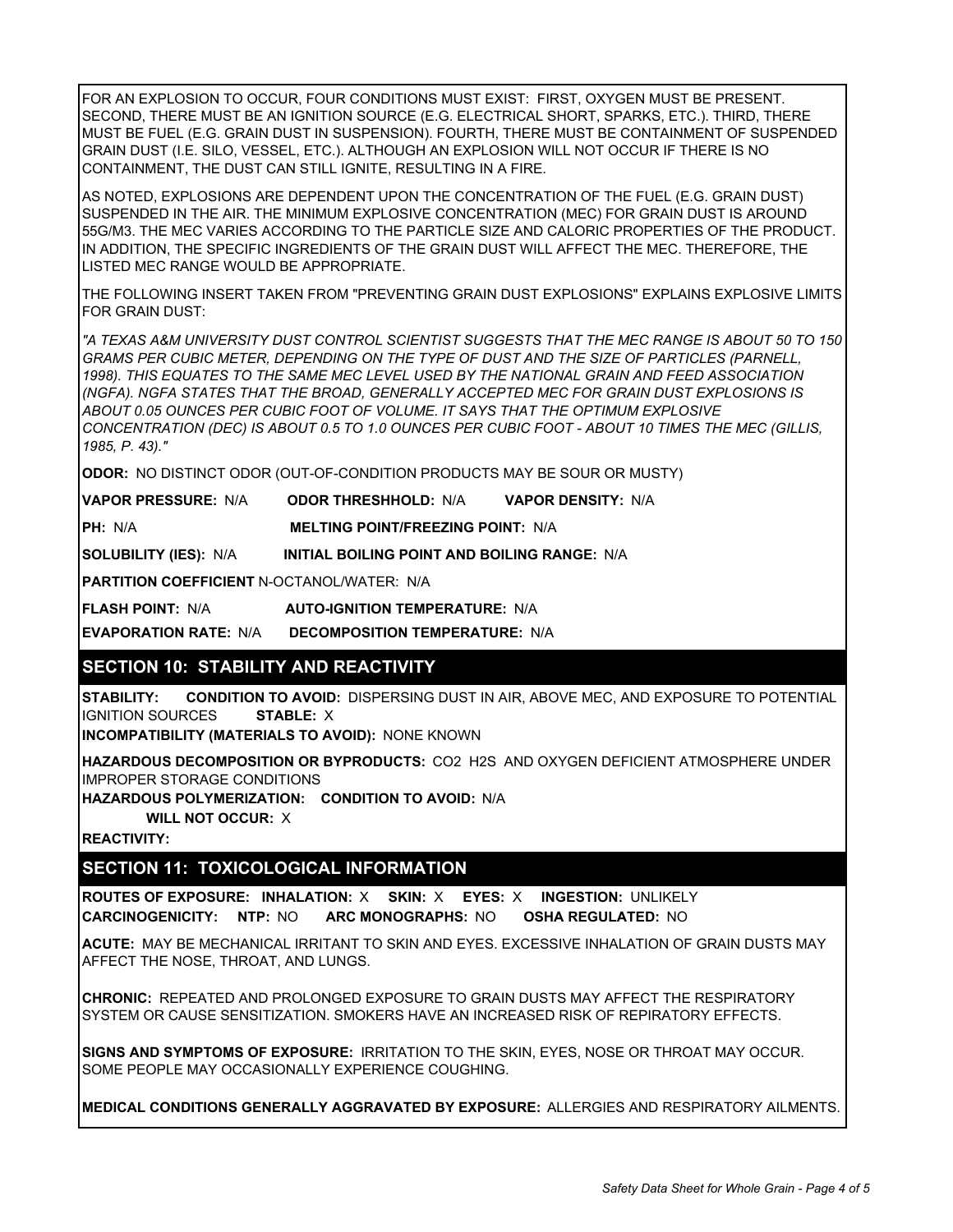FOR AN EXPLOSION TO OCCUR, FOUR CONDITIONS MUST EXIST: FIRST, OXYGEN MUST BE PRESENT. SECOND, THERE MUST BE AN IGNITION SOURCE (E.G. ELECTRICAL SHORT, SPARKS, ETC.). THIRD, THERE MUST BE FUEL (E.G. GRAIN DUST IN SUSPENSION). FOURTH, THERE MUST BE CONTAINMENT OF SUSPENDED GRAIN DUST (I.E. SILO, VESSEL, ETC.). ALTHOUGH AN EXPLOSION WILL NOT OCCUR IF THERE IS NO CONTAINMENT, THE DUST CAN STILL IGNITE, RESULTING IN A FIRE.

AS NOTED, EXPLOSIONS ARE DEPENDENT UPON THE CONCENTRATION OF THE FUEL (E.G. GRAIN DUST) SUSPENDED IN THE AIR. THE MINIMUM EXPLOSIVE CONCENTRATION (MEC) FOR GRAIN DUST IS AROUND 55G/M3. THE MEC VARIES ACCORDING TO THE PARTICLE SIZE AND CALORIC PROPERTIES OF THE PRODUCT. IN ADDITION, THE SPECIFIC INGREDIENTS OF THE GRAIN DUST WILL AFFECT THE MEC. THEREFORE, THE LISTED MEC RANGE WOULD BE APPROPRIATE.

THE FOLLOWING INSERT TAKEN FROM "PREVENTING GRAIN DUST EXPLOSIONS" EXPLAINS EXPLOSIVE LIMITS FOR GRAIN DUST:

*"A TEXAS A&M UNIVERSITY DUST CONTROL SCIENTIST SUGGESTS THAT THE MEC RANGE IS ABOUT 50 TO 150 GRAMS PER CUBIC METER, DEPENDING ON THE TYPE OF DUST AND THE SIZE OF PARTICLES (PARNELL, 1998). THIS EQUATES TO THE SAME MEC LEVEL USED BY THE NATIONAL GRAIN AND FEED ASSOCIATION (NGFA). NGFA STATES THAT THE BROAD, GENERALLY ACCEPTED MEC FOR GRAIN DUST EXPLOSIONS IS ABOUT 0.05 OUNCES PER CUBIC FOOT OF VOLUME. IT SAYS THAT THE OPTIMUM EXPLOSIVE CONCENTRATION (DEC) IS ABOUT 0.5 TO 1.0 OUNCES PER CUBIC FOOT - ABOUT 10 TIMES THE MEC (GILLIS, 1985, P. 43)."*

**ODOR:** NO DISTINCT ODOR (OUT-OF-CONDITION PRODUCTS MAY BE SOUR OR MUSTY)

**VAPOR PRESSURE:** N/A **ODOR THRESHHOLD:** N/A **VAPOR DENSITY:** N/A

**PH:** N/A **MELTING POINT/FREEZING POINT:** N/A

**SOLUBILITY (IES):** N/A **INITIAL BOILING POINT AND BOILING RANGE:** N/A

**PARTITION COEFFICIENT** N-OCTANOL/WATER: N/A

**FLASH POINT:** N/A **AUTO-IGNITION TEMPERATURE:** N/A

**EVAPORATION RATE:** N/A **DECOMPOSITION TEMPERATURE:** N/A

## SECTION 10: STABILITY AND REACTIVITY

**STABILITY:** **CONDITION TO AVOID:** DISPERSING DUST IN AIR, ABOVE MEC, AND EXPOSURE TO POTENTIAL IGNITION SOURCES **STABLE:** X

**INCOMPATIBILITY (MATERIALS TO AVOID):** NONE KNOWN

**HAZARDOUS DECOMPOSITION OR BYPRODUCTS:** CO2 H2S AND OXYGEN DEFICIENT ATMOSPHERE UNDER IMPROPER STORAGE CONDITIONS

**HAZARDOUS POLYMERIZATION:** **CONDITION TO AVOID:** N/A

**WILL NOT OCCUR:** X

**REACTIVITY:**

## SECTION 11: TOXICOLOGICAL INFORMATION

**ROUTES OF EXPOSURE:** **INHALATION:** X **SKIN:** X **EYES:** X **INGESTION:** UNLIKELY

**CARCINOGENICITY:** **NTP:** NO **ARC MONOGRAPHS:** NO **OSHA REGULATED:** NO

**ACUTE:** MAY BE MECHANICAL IRRITANT TO SKIN AND EYES. EXCESSIVE INHALATION OF GRAIN DUSTS MAY AFFECT THE NOSE, THROAT, AND LUNGS.

**CHRONIC:** REPEATED AND PROLONGED EXPOSURE TO GRAIN DUSTS MAY AFFECT THE RESPIRATORY SYSTEM OR CAUSE SENSITIZATION. SMOKERS HAVE AN INCREASED RISK OF REPIRATORY EFFECTS.

**SIGNS AND SYMPTOMS OF EXPOSURE:** IRRITATION TO THE SKIN, EYES, NOSE OR THROAT MAY OCCUR. SOME PEOPLE MAY OCCASIONALLY EXPERIENCE COUGHING.

**MEDICAL CONDITIONS GENERALLY AGGRAVATED BY EXPOSURE:** ALLERGIES AND RESPIRATORY AILMENTS.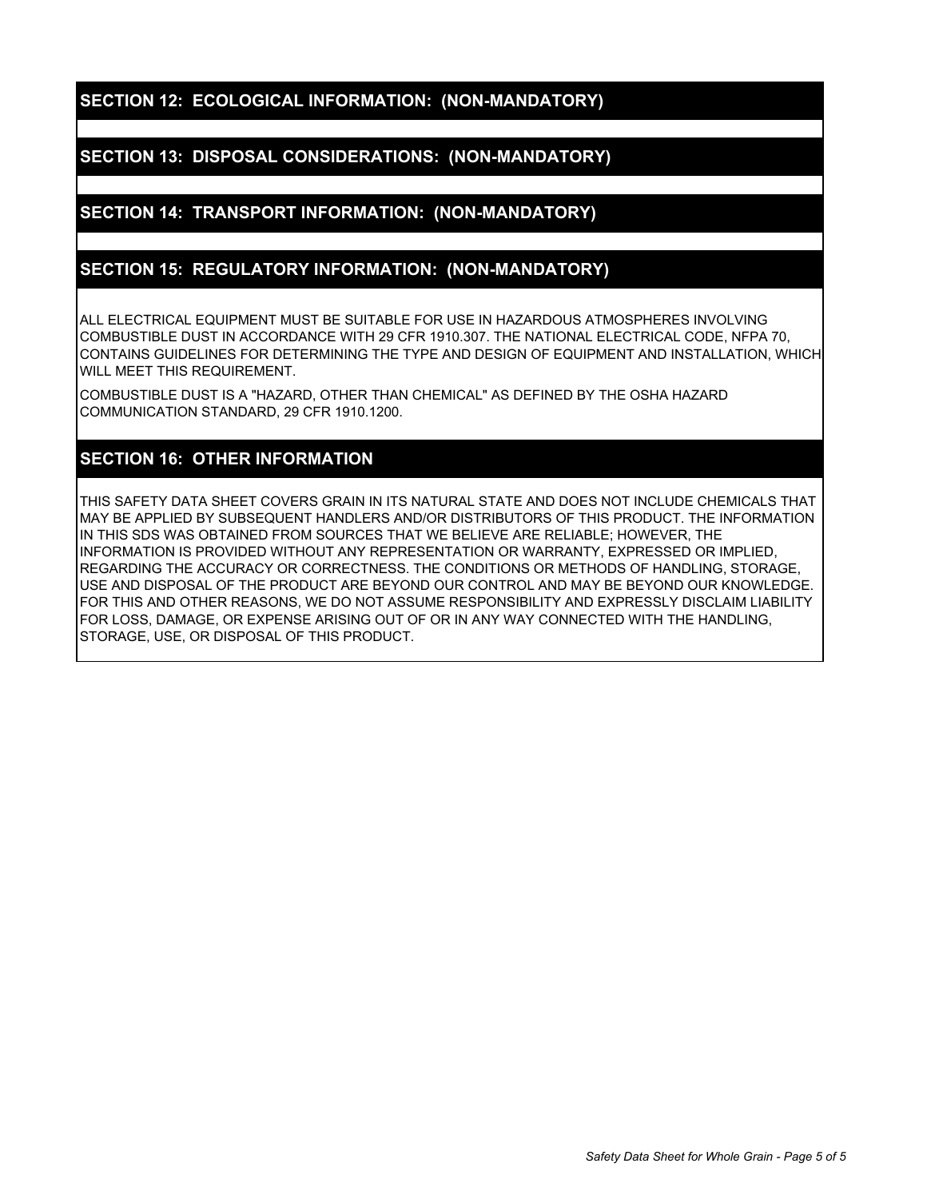## SECTION 12: ECOLOGICAL INFORMATION: (NON-MANDATORY)

## SECTION 13: DISPOSAL CONSIDERATIONS: (NON-MANDATORY)

## SECTION 14: TRANSPORT INFORMATION: (NON-MANDATORY)

## SECTION 15: REGULATORY INFORMATION: (NON-MANDATORY)

ALL ELECTRICAL EQUIPMENT MUST BE SUITABLE FOR USE IN HAZARDOUS ATMOSPHERES INVOLVING COMBUSTIBLE DUST IN ACCORDANCE WITH 29 CFR 1910.307. THE NATIONAL ELECTRICAL CODE, NFPA 70, CONTAINS GUIDELINES FOR DETERMINING THE TYPE AND DESIGN OF EQUIPMENT AND INSTALLATION, WHICH WILL MEET THIS REQUIREMENT.

COMBUSTIBLE DUST IS A "HAZARD, OTHER THAN CHEMICAL" AS DEFINED BY THE OSHA HAZARD COMMUNICATION STANDARD, 29 CFR 1910.1200.

## SECTION 16: OTHER INFORMATION

THIS SAFETY DATA SHEET COVERS GRAIN IN ITS NATURAL STATE AND DOES NOT INCLUDE CHEMICALS THAT MAY BE APPLIED BY SUBSEQUENT HANDLERS AND/OR DISTRIBUTORS OF THIS PRODUCT. THE INFORMATION IN THIS SDS WAS OBTAINED FROM SOURCES THAT WE BELIEVE ARE RELIABLE; HOWEVER, THE INFORMATION IS PROVIDED WITHOUT ANY REPRESENTATION OR WARRANTY, EXPRESSED OR IMPLIED, REGARDING THE ACCURACY OR CORRECTNESS. THE CONDITIONS OR METHODS OF HANDLING, STORAGE, USE AND DISPOSAL OF THE PRODUCT ARE BEYOND OUR CONTROL AND MAY BE BEYOND OUR KNOWLEDGE. FOR THIS AND OTHER REASONS, WE DO NOT ASSUME RESPONSIBILITY AND EXPRESSLY DISCLAIM LIABILITY FOR LOSS, DAMAGE, OR EXPENSE ARISING OUT OF OR IN ANY WAY CONNECTED WITH THE HANDLING, STORAGE, USE, OR DISPOSAL OF THIS PRODUCT.